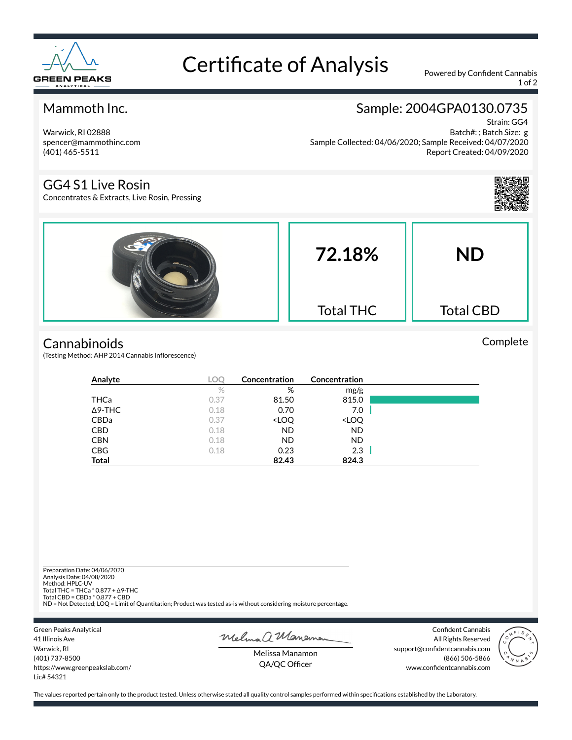# Certificate of Analysis

Powered by Confident Cannabis

## Mammoth Inc.

Warwick, RI 02888
spencer@mammothinc.com
(401) 465-5511

## Sample: 2004GPA0130.0735

Strain: GG4
Batch#: ; Batch Size: g
Sample Collected: 04/06/2020; Sample Received: 04/07/2020
Report Created: 04/09/2020

## GG4 S1 Live Rosin

Concentrates & Extracts, Live Rosin, Pressing

**72.18%** Total THC

**ND** Total CBD

## Cannabinoids

Complete

(Testing Method: AHP 2014 Cannabis Inflorescence)

| Analyte | LOQ | Concentration | Concentration |
|---|---|---|---|
| | % | % | mg/g |
| THCa | 0.37 | 81.50 | 815.0 |
| Δ9-THC | 0.18 | 0.70 | 7.0 |
| CBDa | 0.37 | <LOQ | <LOQ |
| CBD | 0.18 | ND | ND |
| CBN | 0.18 | ND | ND |
| CBG | 0.18 | 0.23 | 2.3 |
| **Total** | | **82.43** | **824.3** |

Preparation Date: 04/06/2020
Analysis Date: 04/08/2020
Method: HPLC-UV
Total THC = THCa * 0.877 + Δ9-THC
Total CBD = CBDa * 0.877 + CBD
ND = Not Detected; LOQ = Limit of Quantitation; Product was tested as-is without considering moisture percentage.

Green Peaks Analytical
41 Illinois Ave
Warwick, RI
(401) 737-8500
https://www.greenpeakslab.com/
Lic# 54321

Melissa Manamon
QA/QC Officer

Confident Cannabis
All Rights Reserved
support@confidentcannabis.com
(866) 506-5866
www.confidentcannabis.com

The values reported pertain only to the product tested. Unless otherwise stated all quality control samples performed within specifications established by the Laboratory.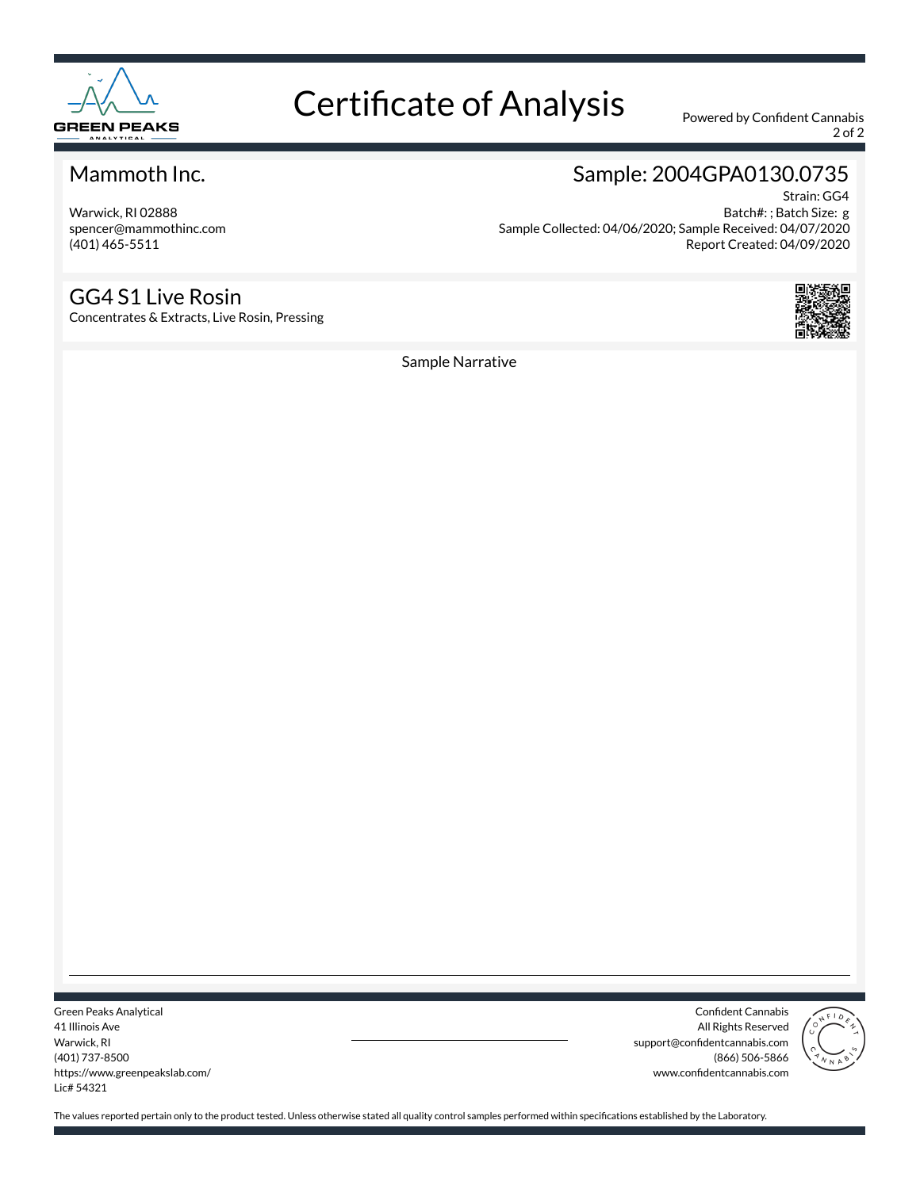# Certificate of Analysis

Powered by Confident Cannabis

## Mammoth Inc.

Warwick, RI 02888
spencer@mammothinc.com
(401) 465-5511

## Sample: 2004GPA0130.0735

Strain: GG4
Batch#: ; Batch Size: g
Sample Collected: 04/06/2020; Sample Received: 04/07/2020
Report Created: 04/09/2020

## GG4 S1 Live Rosin

Concentrates & Extracts, Live Rosin, Pressing

Sample Narrative

Green Peaks Analytical
41 Illinois Ave
Warwick, RI
(401) 737-8500
https://www.greenpeakslab.com/
Lic# 54321

Confident Cannabis
All Rights Reserved
support@confidentcannabis.com
(866) 506-5866
www.confidentcannabis.com

The values reported pertain only to the product tested. Unless otherwise stated all quality control samples performed within specifications established by the Laboratory.